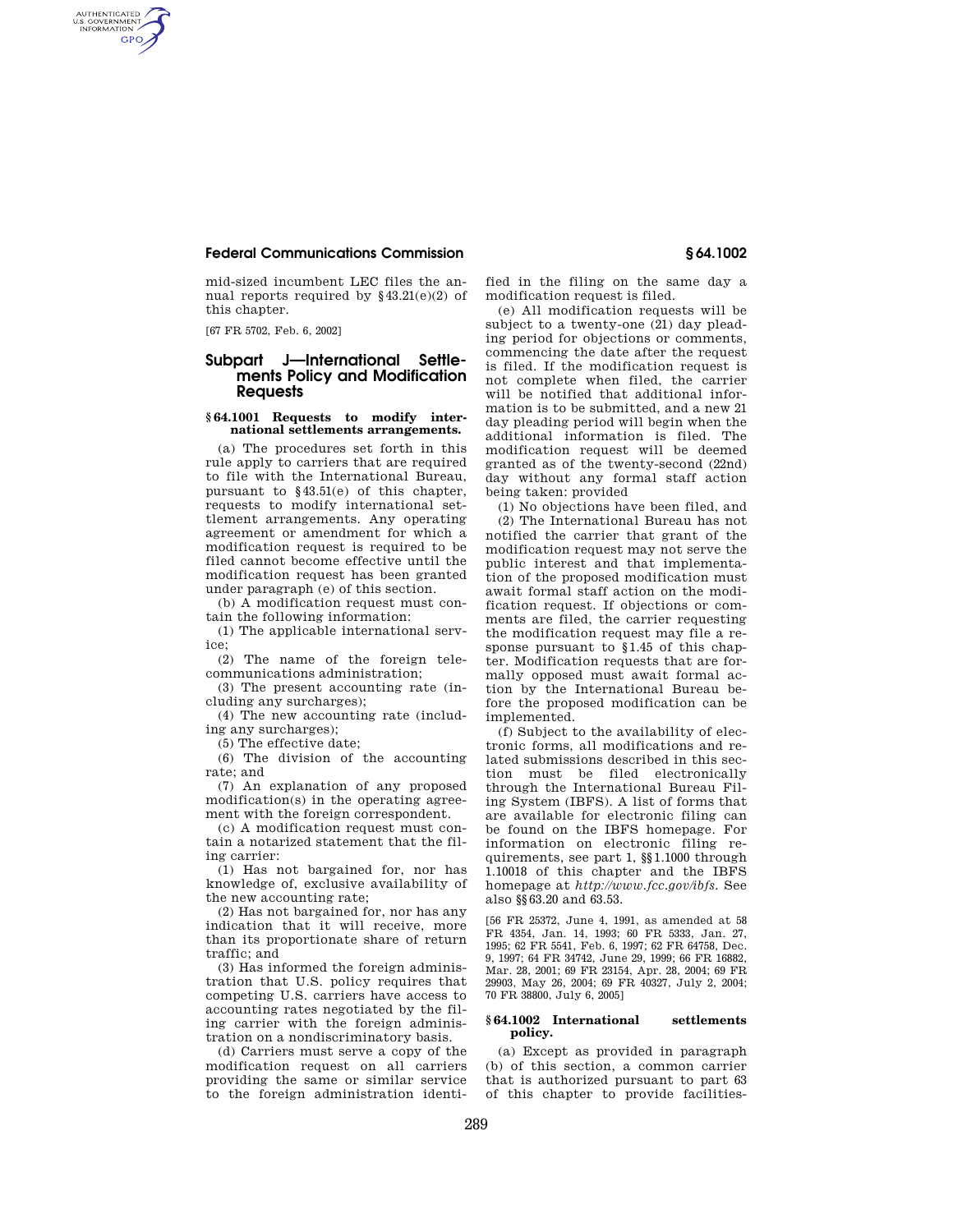mid-sized incumbent LEC files the annual reports required by §43.21(e)(2) of this chapter.

[67 FR 5702, Feb. 6, 2002]

## Subpart J—International Settlements Policy and Modification Requests

### §64.1001 Requests to modify international settlements arrangements.

(a) The procedures set forth in this rule apply to carriers that are required to file with the International Bureau, pursuant to §43.51(e) of this chapter, requests to modify international settlement arrangements. Any operating agreement or amendment for which a modification request is required to be filed cannot become effective until the modification request has been granted under paragraph (e) of this section.

(b) A modification request must contain the following information:

(1) The applicable international service;

(2) The name of the foreign telecommunications administration;

(3) The present accounting rate (including any surcharges);

(4) The new accounting rate (including any surcharges);

(5) The effective date;

(6) The division of the accounting rate; and

(7) An explanation of any proposed modification(s) in the operating agreement with the foreign correspondent.

(c) A modification request must contain a notarized statement that the filing carrier:

(1) Has not bargained for, nor has knowledge of, exclusive availability of the new accounting rate;

(2) Has not bargained for, nor has any indication that it will receive, more than its proportionate share of return traffic; and

(3) Has informed the foreign administration that U.S. policy requires that competing U.S. carriers have access to accounting rates negotiated by the filing carrier with the foreign administration on a nondiscriminatory basis.

(d) Carriers must serve a copy of the modification request on all carriers providing the same or similar service to the foreign administration identified in the filing on the same day a modification request is filed.

(e) All modification requests will be subject to a twenty-one (21) day pleading period for objections or comments, commencing the date after the request is filed. If the modification request is not complete when filed, the carrier will be notified that additional information is to be submitted, and a new 21 day pleading period will begin when the additional information is filed. The modification request will be deemed granted as of the twenty-second (22nd) day without any formal staff action being taken: provided

(1) No objections have been filed, and

(2) The International Bureau has not notified the carrier that grant of the modification request may not serve the public interest and that implementation of the proposed modification must await formal staff action on the modification request. If objections or comments are filed, the carrier requesting the modification request may file a response pursuant to §1.45 of this chapter. Modification requests that are formally opposed must await formal action by the International Bureau before the proposed modification can be implemented.

(f) Subject to the availability of electronic forms, all modifications and related submissions described in this section must be filed electronically through the International Bureau Filing System (IBFS). A list of forms that are available for electronic filing can be found on the IBFS homepage. For information on electronic filing requirements, see part 1, §§1.1000 through 1.10018 of this chapter and the IBFS homepage at *http://www.fcc.gov/ibfs*. See also §§63.20 and 63.53.

[56 FR 25372, June 4, 1991, as amended at 58 FR 4354, Jan. 14, 1993; 60 FR 5333, Jan. 27, 1995; 62 FR 5541, Feb. 6, 1997; 62 FR 64758, Dec. 9, 1997; 64 FR 34742, June 29, 1999; 66 FR 16882, Mar. 28, 2001; 69 FR 23154, Apr. 28, 2004; 69 FR 29903, May 26, 2004; 69 FR 40327, July 2, 2004; 70 FR 38800, July 6, 2005]

### §64.1002 International settlements policy.

(a) Except as provided in paragraph (b) of this section, a common carrier that is authorized pursuant to part 63 of this chapter to provide facilities-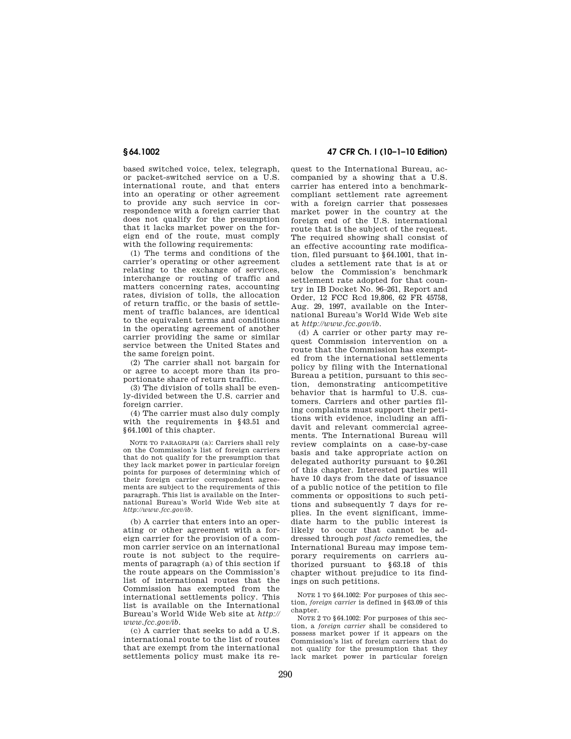based switched voice, telex, telegraph, or packet-switched service on a U.S. international route, and that enters into an operating or other agreement to provide any such service in correspondence with a foreign carrier that does not qualify for the presumption that it lacks market power on the foreign end of the route, must comply with the following requirements:

(1) The terms and conditions of the carrier's operating or other agreement relating to the exchange of services, interchange or routing of traffic and matters concerning rates, accounting rates, division of tolls, the allocation of return traffic, or the basis of settlement of traffic balances, are identical to the equivalent terms and conditions in the operating agreement of another carrier providing the same or similar service between the United States and the same foreign point.

(2) The carrier shall not bargain for or agree to accept more than its proportionate share of return traffic.

(3) The division of tolls shall be evenly-divided between the U.S. carrier and foreign carrier.

(4) The carrier must also duly comply with the requirements in §43.51 and §64.1001 of this chapter.

NOTE TO PARAGRAPH (a): Carriers shall rely on the Commission's list of foreign carriers that do not qualify for the presumption that they lack market power in particular foreign points for purposes of determining which of their foreign carrier correspondent agreements are subject to the requirements of this paragraph. This list is available on the International Bureau's World Wide Web site at *http://www.fcc.gov/ib*.

(b) A carrier that enters into an operating or other agreement with a foreign carrier for the provision of a common carrier service on an international route is not subject to the requirements of paragraph (a) of this section if the route appears on the Commission's list of international routes that the Commission has exempted from the international settlements policy. This list is available on the International Bureau's World Wide Web site at *http://www.fcc.gov/ib*.

(c) A carrier that seeks to add a U.S. international route to the list of routes that are exempt from the international settlements policy must make its request to the International Bureau, accompanied by a showing that a U.S. carrier has entered into a benchmark-compliant settlement rate agreement with a foreign carrier that possesses market power in the country at the foreign end of the U.S. international route that is the subject of the request. The required showing shall consist of an effective accounting rate modification, filed pursuant to §64.1001, that includes a settlement rate that is at or below the Commission's benchmark settlement rate adopted for that country in IB Docket No. 96–261, Report and Order, 12 FCC Rcd 19,806, 62 FR 45758, Aug. 29, 1997, available on the International Bureau's World Wide Web site at *http://www.fcc.gov/ib*.

(d) A carrier or other party may request Commission intervention on a route that the Commission has exempted from the international settlements policy by filing with the International Bureau a petition, pursuant to this section, demonstrating anticompetitive behavior that is harmful to U.S. customers. Carriers and other parties filing complaints must support their petitions with evidence, including an affidavit and relevant commercial agreements. The International Bureau will review complaints on a case-by-case basis and take appropriate action on delegated authority pursuant to §0.261 of this chapter. Interested parties will have 10 days from the date of issuance of a public notice of the petition to file comments or oppositions to such petitions and subsequently 7 days for replies. In the event significant, immediate harm to the public interest is likely to occur that cannot be addressed through *post facto* remedies, the International Bureau may impose temporary requirements on carriers authorized pursuant to §63.18 of this chapter without prejudice to its findings on such petitions.

NOTE 1 TO §64.1002: For purposes of this section, *foreign carrier* is defined in §63.09 of this chapter.

NOTE 2 TO §64.1002: For purposes of this section, a *foreign carrier* shall be considered to possess market power if it appears on the Commission's list of foreign carriers that do not qualify for the presumption that they lack market power in particular foreign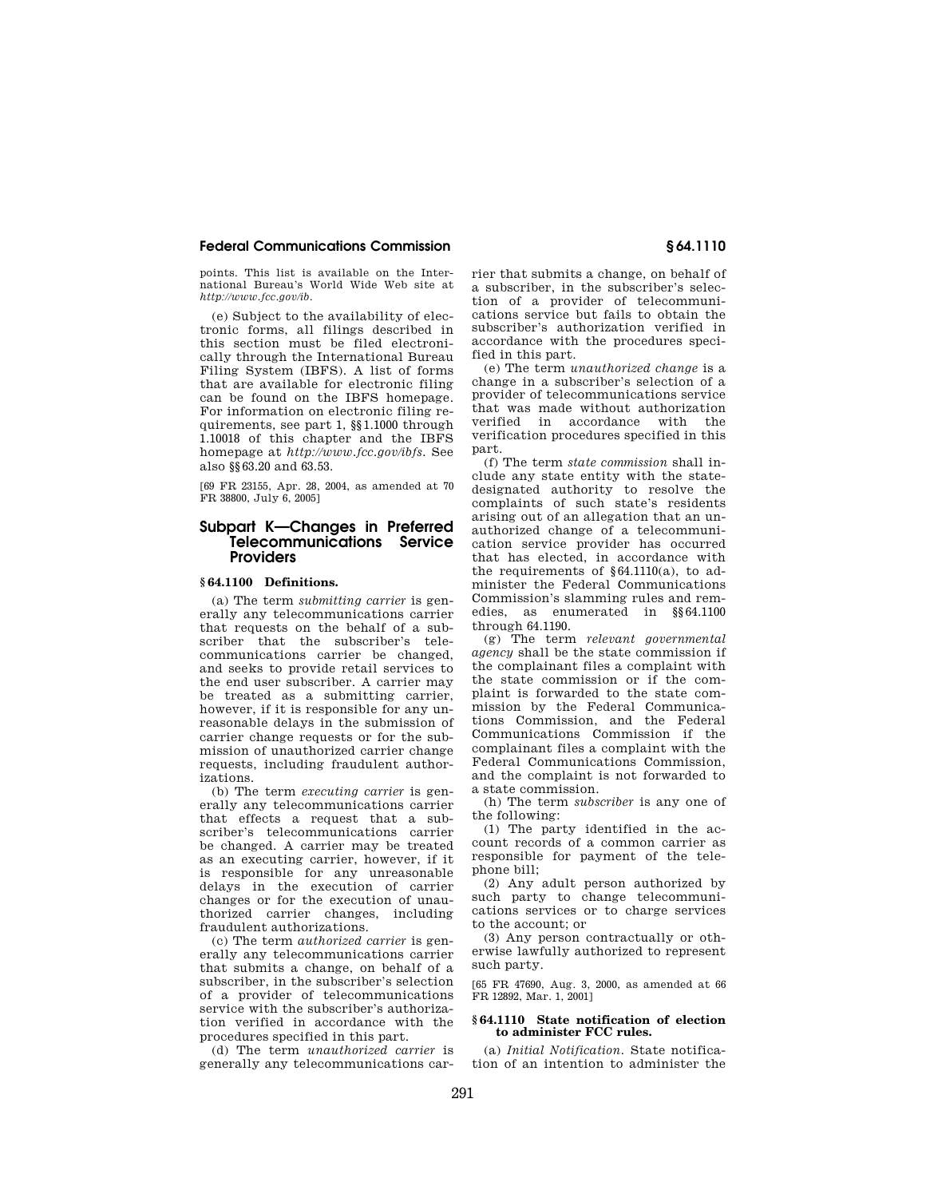points. This list is available on the International Bureau's World Wide Web site at *http://www.fcc.gov/ib*.

(e) Subject to the availability of electronic forms, all filings described in this section must be filed electronically through the International Bureau Filing System (IBFS). A list of forms that are available for electronic filing can be found on the IBFS homepage. For information on electronic filing requirements, see part 1, §§1.1000 through 1.10018 of this chapter and the IBFS homepage at *http://www.fcc.gov/ibfs*. See also §§63.20 and 63.53.

[69 FR 23155, Apr. 28, 2004, as amended at 70 FR 38800, July 6, 2005]

## Subpart K—Changes in Preferred Telecommunications Service Providers

### §64.1100 Definitions.

(a) The term *submitting carrier* is generally any telecommunications carrier that requests on the behalf of a subscriber that the subscriber's telecommunications carrier be changed, and seeks to provide retail services to the end user subscriber. A carrier may be treated as a submitting carrier, however, if it is responsible for any unreasonable delays in the submission of carrier change requests or for the submission of unauthorized carrier change requests, including fraudulent authorizations.

(b) The term *executing carrier* is generally any telecommunications carrier that effects a request that a subscriber's telecommunications carrier be changed. A carrier may be treated as an executing carrier, however, if it is responsible for any unreasonable delays in the execution of carrier changes or for the execution of unauthorized carrier changes, including fraudulent authorizations.

(c) The term *authorized carrier* is generally any telecommunications carrier that submits a change, on behalf of a subscriber, in the subscriber's selection of a provider of telecommunications service with the subscriber's authorization verified in accordance with the procedures specified in this part.

(d) The term *unauthorized carrier* is generally any telecommunications carrier that submits a change, on behalf of a subscriber, in the subscriber's selection of a provider of telecommunications service but fails to obtain the subscriber's authorization verified in accordance with the procedures specified in this part.

(e) The term *unauthorized change* is a change in a subscriber's selection of a provider of telecommunications service that was made without authorization verified in accordance with the verification procedures specified in this part.

(f) The term *state commission* shall include any state entity with the state-designated authority to resolve the complaints of such state's residents arising out of an allegation that an unauthorized change of a telecommunication service provider has occurred that has elected, in accordance with the requirements of §64.1110(a), to administer the Federal Communications Commission's slamming rules and remedies, as enumerated in §§64.1100 through 64.1190.

(g) The term *relevant governmental agency* shall be the state commission if the complainant files a complaint with the state commission or if the complaint is forwarded to the state commission by the Federal Communications Commission, and the Federal Communications Commission if the complainant files a complaint with the Federal Communications Commission, and the complaint is not forwarded to a state commission.

(h) The term *subscriber* is any one of the following:

(1) The party identified in the account records of a common carrier as responsible for payment of the telephone bill;

(2) Any adult person authorized by such party to change telecommunications services or to charge services to the account; or

(3) Any person contractually or otherwise lawfully authorized to represent such party.

[65 FR 47690, Aug. 3, 2000, as amended at 66 FR 12892, Mar. 1, 2001]

### §64.1110 State notification of election to administer FCC rules.

(a) *Initial Notification.* State notification of an intention to administer the